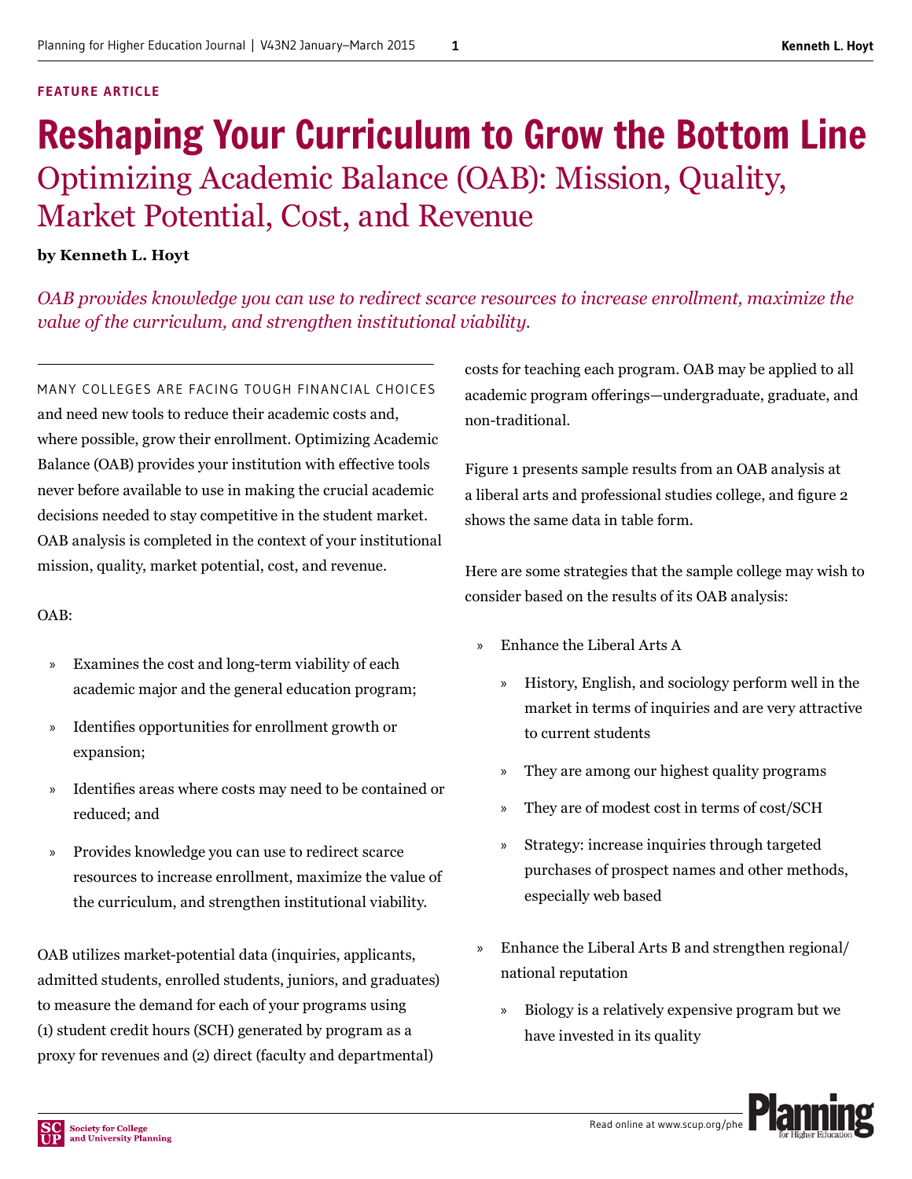FEATURE ARTICLE

# Reshaping Your Curriculum to Grow the Bottom Line

## Optimizing Academic Balance (OAB): Mission, Quality, Market Potential, Cost, and Revenue

**by Kenneth L. Hoyt**

*OAB provides knowledge you can use to redirect scarce resources to increase enrollment, maximize the value of the curriculum, and strengthen institutional viability.*

MANY COLLEGES ARE FACING TOUGH FINANCIAL CHOICES and need new tools to reduce their academic costs and, where possible, grow their enrollment. Optimizing Academic Balance (OAB) provides your institution with effective tools never before available to use in making the crucial academic decisions needed to stay competitive in the student market. OAB analysis is completed in the context of your institutional mission, quality, market potential, cost, and revenue.

OAB:

- Examines the cost and long-term viability of each academic major and the general education program;
- Identifies opportunities for enrollment growth or expansion;
- Identifies areas where costs may need to be contained or reduced; and
- Provides knowledge you can use to redirect scarce resources to increase enrollment, maximize the value of the curriculum, and strengthen institutional viability.

OAB utilizes market-potential data (inquiries, applicants, admitted students, enrolled students, juniors, and graduates) to measure the demand for each of your programs using (1) student credit hours (SCH) generated by program as a proxy for revenues and (2) direct (faculty and departmental) costs for teaching each program. OAB may be applied to all academic program offerings—undergraduate, graduate, and non-traditional.

Figure 1 presents sample results from an OAB analysis at a liberal arts and professional studies college, and figure 2 shows the same data in table form.

Here are some strategies that the sample college may wish to consider based on the results of its OAB analysis:

- Enhance the Liberal Arts A
  - History, English, and sociology perform well in the market in terms of inquiries and are very attractive to current students
  - They are among our highest quality programs
  - They are of modest cost in terms of cost/SCH
  - Strategy: increase inquiries through targeted purchases of prospect names and other methods, especially web based
- Enhance the Liberal Arts B and strengthen regional/ national reputation
  - Biology is a relatively expensive program but we have invested in its quality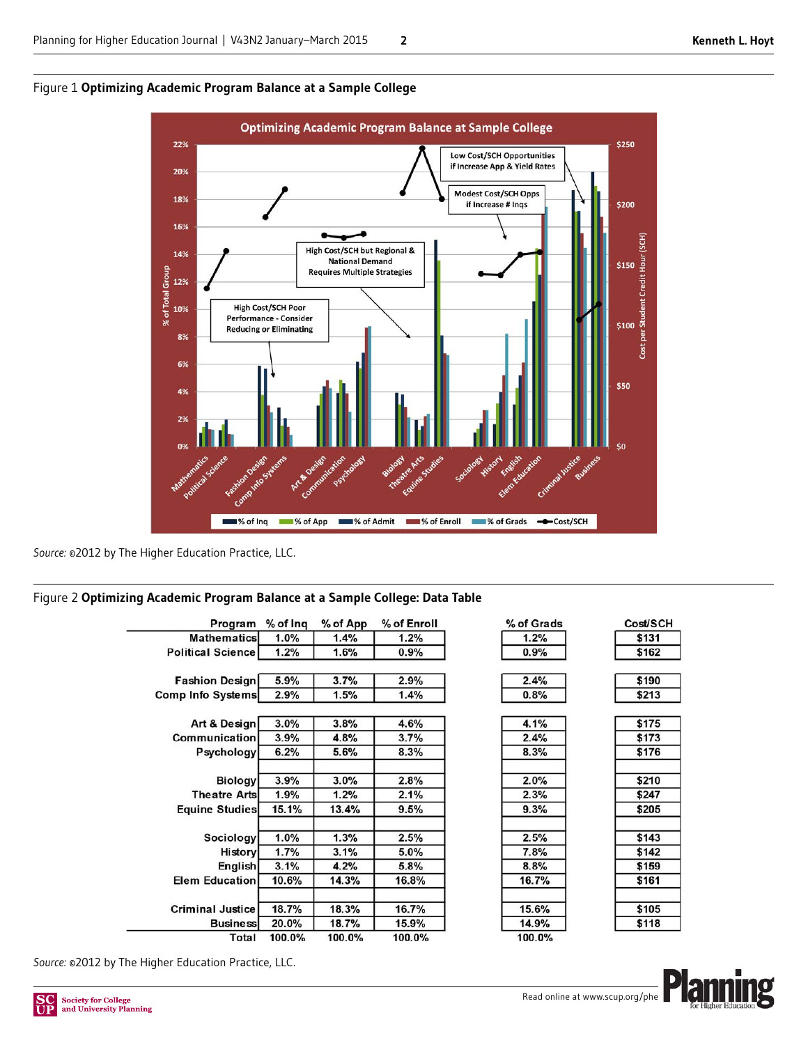Figure 1 **Optimizing Academic Program Balance at a Sample College**

*Source:* ©2012 by The Higher Education Practice, LLC.

Figure 2 **Optimizing Academic Program Balance at a Sample College: Data Table**

| Program | % of Inq | % of App | % of Enroll | % of Grads | Cost/SCH |
|---|---|---|---|---|---|
| Mathematics | 1.0% | 1.4% | 1.2% | 1.2% | $131 |
| Political Science | 1.2% | 1.6% | 0.9% | 0.9% | $162 |
| | | | | | |
| Fashion Design | 5.9% | 3.7% | 2.9% | 2.4% | $190 |
| Comp Info Systems | 2.9% | 1.5% | 1.4% | 0.8% | $213 |
| | | | | | |
| Art & Design | 3.0% | 3.8% | 4.6% | 4.1% | $175 |
| Communication | 3.9% | 4.8% | 3.7% | 2.4% | $173 |
| Psychology | 6.2% | 5.6% | 8.3% | 8.3% | $176 |
| | | | | | |
| Biology | 3.9% | 3.0% | 2.8% | 2.0% | $210 |
| Theatre Arts | 1.9% | 1.2% | 2.1% | 2.3% | $247 |
| Equine Studies | 15.1% | 13.4% | 9.5% | 9.3% | $205 |
| | | | | | |
| Sociology | 1.0% | 1.3% | 2.5% | 2.5% | $143 |
| History | 1.7% | 3.1% | 5.0% | 7.8% | $142 |
| English | 3.1% | 4.2% | 5.8% | 8.8% | $159 |
| Elem Education | 10.6% | 14.3% | 16.8% | 16.7% | $161 |
| | | | | | |
| Criminal Justice | 18.7% | 18.3% | 16.7% | 15.6% | $105 |
| Business | 20.0% | 18.7% | 15.9% | 14.9% | $118 |
| Total | 100.0% | 100.0% | 100.0% | 100.0% | |

*Source:* ©2012 by The Higher Education Practice, LLC.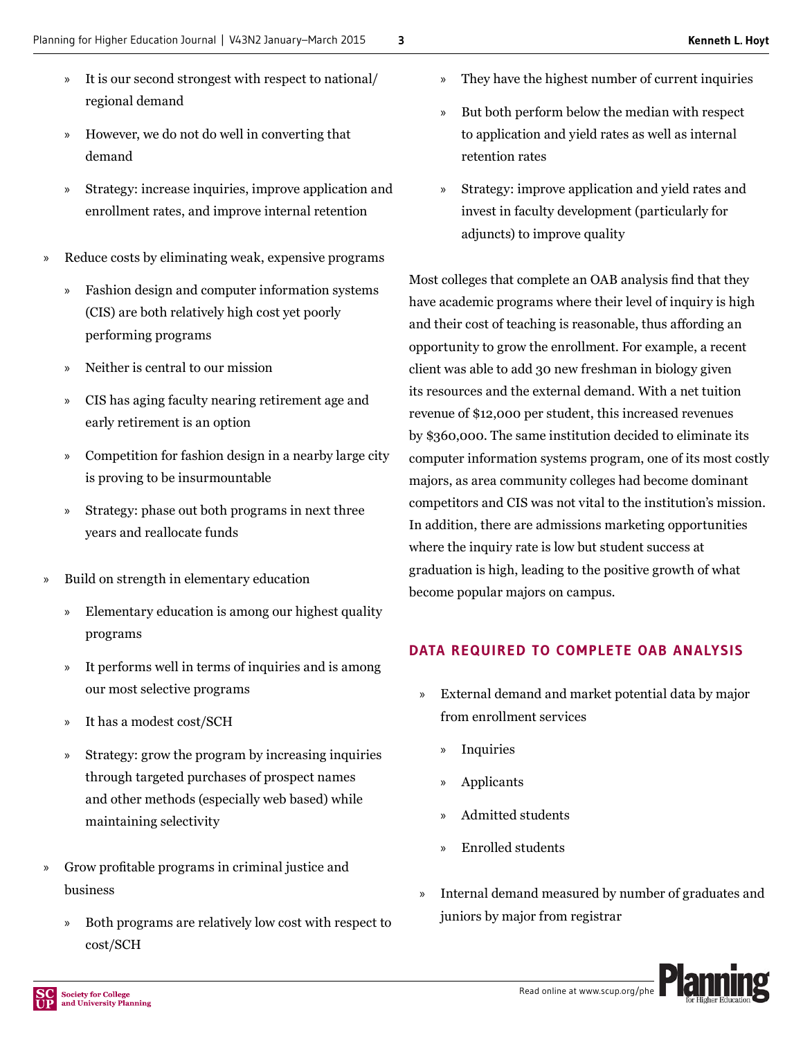- It is our second strongest with respect to national/regional demand
    - However, we do not do well in converting that demand
    - Strategy: increase inquiries, improve application and enrollment rates, and improve internal retention
- Reduce costs by eliminating weak, expensive programs
    - Fashion design and computer information systems (CIS) are both relatively high cost yet poorly performing programs
    - Neither is central to our mission
    - CIS has aging faculty nearing retirement age and early retirement is an option
    - Competition for fashion design in a nearby large city is proving to be insurmountable
    - Strategy: phase out both programs in next three years and reallocate funds
- Build on strength in elementary education
    - Elementary education is among our highest quality programs
    - It performs well in terms of inquiries and is among our most selective programs
    - It has a modest cost/SCH
    - Strategy: grow the program by increasing inquiries through targeted purchases of prospect names and other methods (especially web based) while maintaining selectivity
- Grow profitable programs in criminal justice and business
    - Both programs are relatively low cost with respect to cost/SCH
    - They have the highest number of current inquiries
    - But both perform below the median with respect to application and yield rates as well as internal retention rates
    - Strategy: improve application and yield rates and invest in faculty development (particularly for adjuncts) to improve quality

Most colleges that complete an OAB analysis find that they have academic programs where their level of inquiry is high and their cost of teaching is reasonable, thus affording an opportunity to grow the enrollment. For example, a recent client was able to add 30 new freshman in biology given its resources and the external demand. With a net tuition revenue of $12,000 per student, this increased revenues by $360,000. The same institution decided to eliminate its computer information systems program, one of its most costly majors, as area community colleges had become dominant competitors and CIS was not vital to the institution's mission. In addition, there are admissions marketing opportunities where the inquiry rate is low but student success at graduation is high, leading to the positive growth of what become popular majors on campus.

## DATA REQUIRED TO COMPLETE OAB ANALYSIS

- External demand and market potential data by major from enrollment services
    - Inquiries
    - Applicants
    - Admitted students
    - Enrolled students
- Internal demand measured by number of graduates and juniors by major from registrar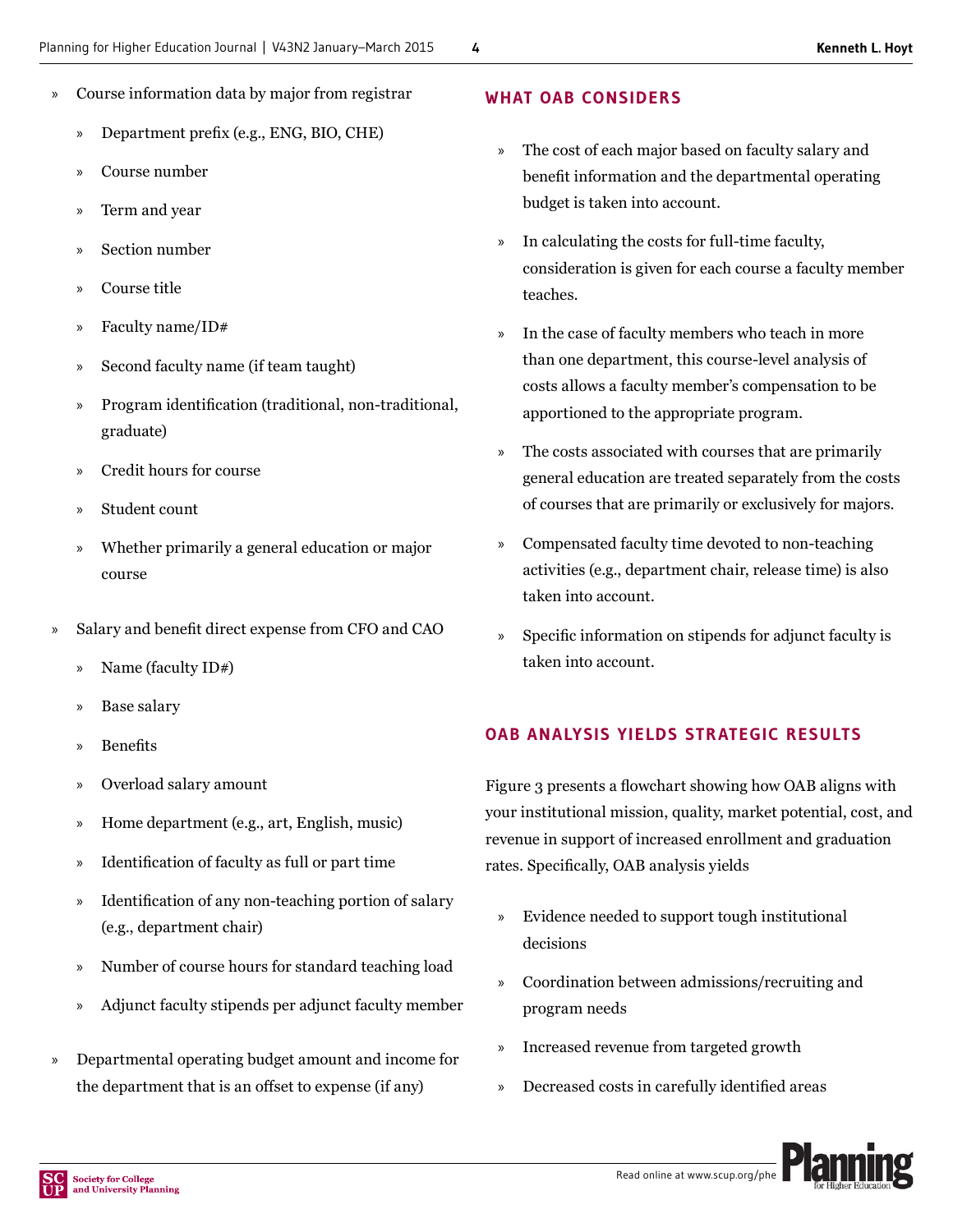- Course information data by major from registrar
  - Department prefix (e.g., ENG, BIO, CHE)
  - Course number
  - Term and year
  - Section number
  - Course title
  - Faculty name/ID#
  - Second faculty name (if team taught)
  - Program identification (traditional, non-traditional, graduate)
  - Credit hours for course
  - Student count
  - Whether primarily a general education or major course
- Salary and benefit direct expense from CFO and CAO
  - Name (faculty ID#)
  - Base salary
  - Benefits
  - Overload salary amount
  - Home department (e.g., art, English, music)
  - Identification of faculty as full or part time
  - Identification of any non-teaching portion of salary (e.g., department chair)
  - Number of course hours for standard teaching load
  - Adjunct faculty stipends per adjunct faculty member
- Departmental operating budget amount and income for the department that is an offset to expense (if any)

## WHAT OAB CONSIDERS

- The cost of each major based on faculty salary and benefit information and the departmental operating budget is taken into account.
- In calculating the costs for full-time faculty, consideration is given for each course a faculty member teaches.
- In the case of faculty members who teach in more than one department, this course-level analysis of costs allows a faculty member's compensation to be apportioned to the appropriate program.
- The costs associated with courses that are primarily general education are treated separately from the costs of courses that are primarily or exclusively for majors.
- Compensated faculty time devoted to non-teaching activities (e.g., department chair, release time) is also taken into account.
- Specific information on stipends for adjunct faculty is taken into account.

## OAB ANALYSIS YIELDS STRATEGIC RESULTS

Figure 3 presents a flowchart showing how OAB aligns with your institutional mission, quality, market potential, cost, and revenue in support of increased enrollment and graduation rates. Specifically, OAB analysis yields

- Evidence needed to support tough institutional decisions
- Coordination between admissions/recruiting and program needs
- Increased revenue from targeted growth
- Decreased costs in carefully identified areas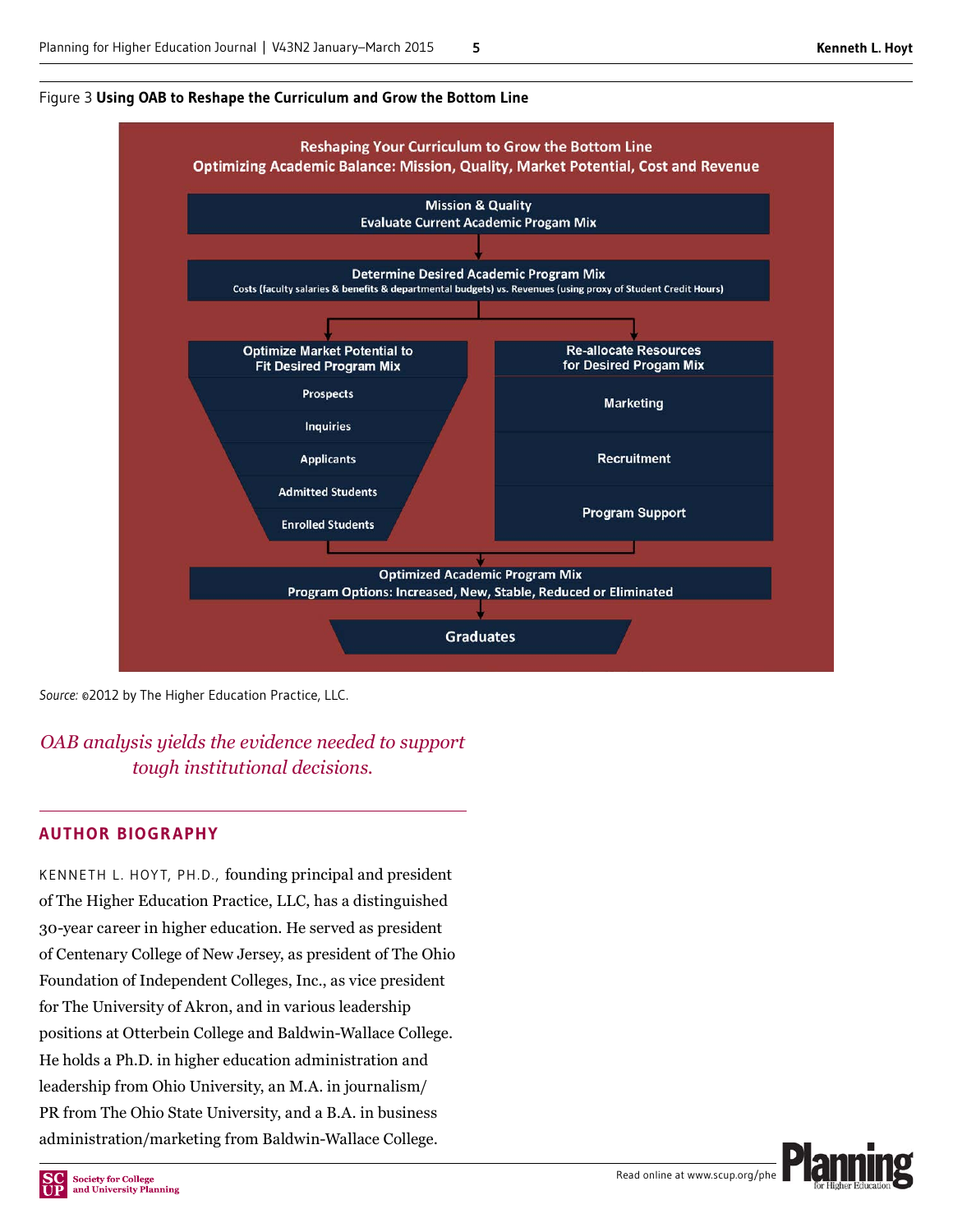Figure 3 **Using OAB to Reshape the Curriculum and Grow the Bottom Line**

**Reshaping Your Curriculum to Grow the Bottom Line**
**Optimizing Academic Balance: Mission, Quality, Market Potential, Cost and Revenue**

Mission & Quality
Evaluate Current Academic Progam Mix

Determine Desired Academic Program Mix
Costs (faculty salaries & benefits & departmental budgets) vs. Revenues (using proxy of Student Credit Hours)

Optimize Market Potential to Fit Desired Program Mix
- Prospects
- Inquiries
- Applicants
- Admitted Students
- Enrolled Students

Re-allocate Resources for Desired Progam Mix
- Marketing
- Recruitment
- Program Support

Optimized Academic Program Mix
Program Options: Increased, New, Stable, Reduced or Eliminated

Graduates

*Source:* ©2012 by The Higher Education Practice, LLC.

*OAB analysis yields the evidence needed to support tough institutional decisions.*

## AUTHOR BIOGRAPHY

KENNETH L. HOYT, PH.D., founding principal and president of The Higher Education Practice, LLC, has a distinguished 30-year career in higher education. He served as president of Centenary College of New Jersey, as president of The Ohio Foundation of Independent Colleges, Inc., as vice president for The University of Akron, and in various leadership positions at Otterbein College and Baldwin-Wallace College. He holds a Ph.D. in higher education administration and leadership from Ohio University, an M.A. in journalism/PR from The Ohio State University, and a B.A. in business administration/marketing from Baldwin-Wallace College.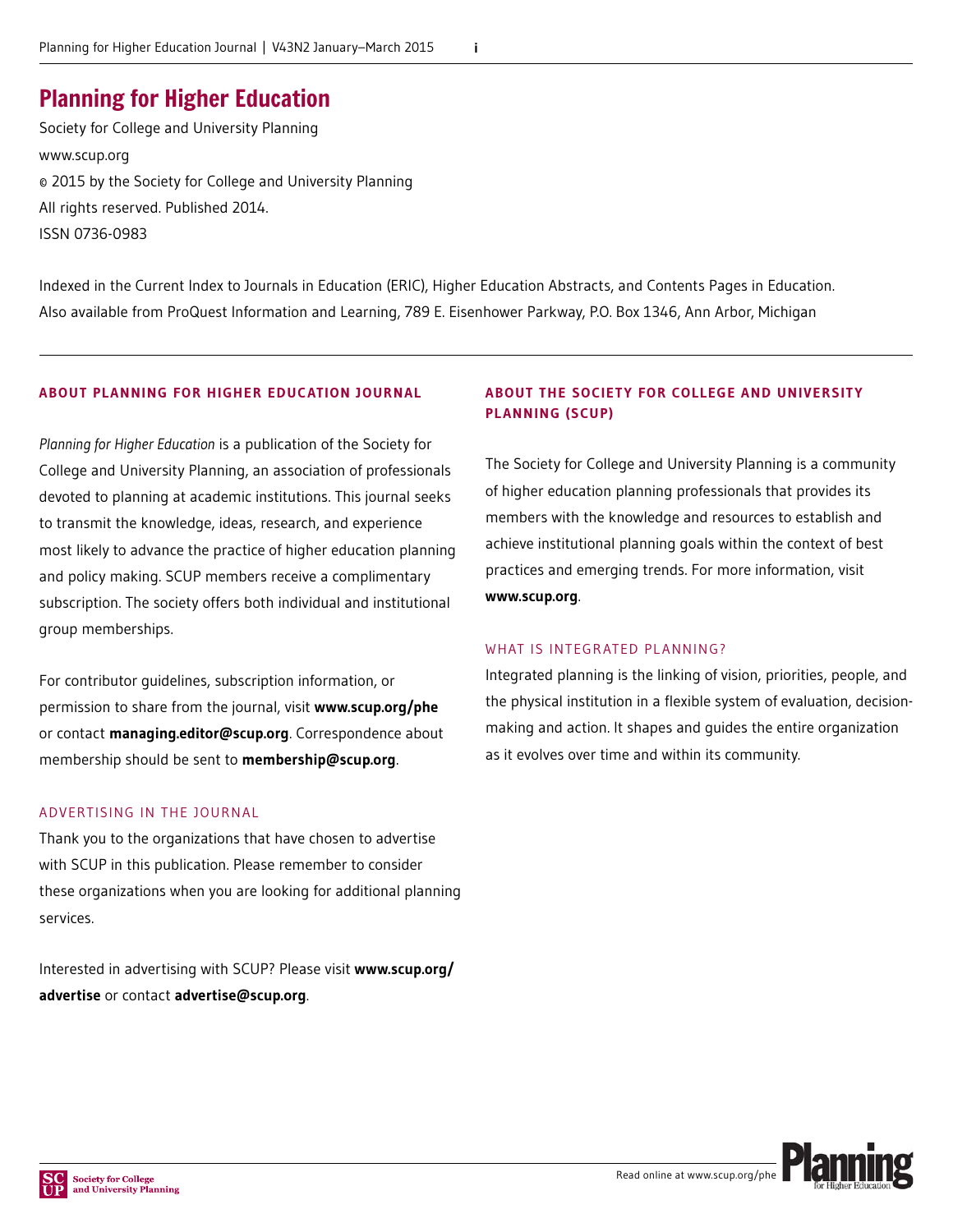# Planning for Higher Education

Society for College and University Planning
www.scup.org
© 2015 by the Society for College and University Planning
All rights reserved. Published 2014.
ISSN 0736-0983

Indexed in the Current Index to Journals in Education (ERIC), Higher Education Abstracts, and Contents Pages in Education.
Also available from ProQuest Information and Learning, 789 E. Eisenhower Parkway, P.O. Box 1346, Ann Arbor, Michigan

## ABOUT PLANNING FOR HIGHER EDUCATION JOURNAL

*Planning for Higher Education* is a publication of the Society for College and University Planning, an association of professionals devoted to planning at academic institutions. This journal seeks to transmit the knowledge, ideas, research, and experience most likely to advance the practice of higher education planning and policy making. SCUP members receive a complimentary subscription. The society offers both individual and institutional group memberships.

For contributor guidelines, subscription information, or permission to share from the journal, visit **www.scup.org/phe** or contact **managing.editor@scup.org**. Correspondence about membership should be sent to **membership@scup.org**.

### ADVERTISING IN THE JOURNAL

Thank you to the organizations that have chosen to advertise with SCUP in this publication. Please remember to consider these organizations when you are looking for additional planning services.

Interested in advertising with SCUP? Please visit **www.scup.org/advertise** or contact **advertise@scup.org**.

## ABOUT THE SOCIETY FOR COLLEGE AND UNIVERSITY PLANNING (SCUP)

The Society for College and University Planning is a community of higher education planning professionals that provides its members with the knowledge and resources to establish and achieve institutional planning goals within the context of best practices and emerging trends. For more information, visit **www.scup.org**.

### WHAT IS INTEGRATED PLANNING?

Integrated planning is the linking of vision, priorities, people, and the physical institution in a flexible system of evaluation, decision-making and action. It shapes and guides the entire organization as it evolves over time and within its community.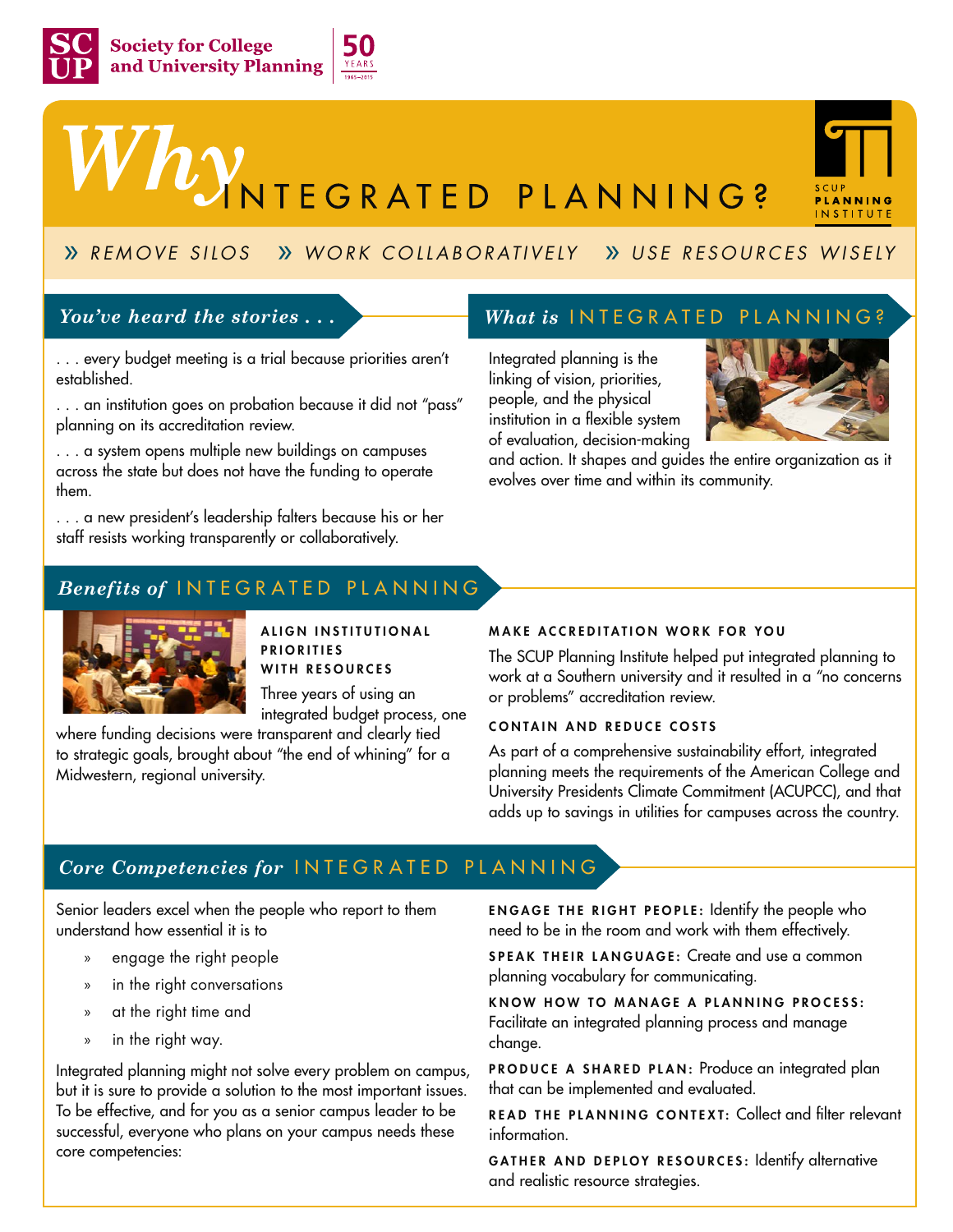Society for College and University Planning

50 YEARS 1965—2015

# *Why* INTEGRATED PLANNING?

SCUP PLANNING INSTITUTE

» *REMOVE SILOS* » *WORK COLLABORATIVELY* » *USE RESOURCES WISELY*

## *You've heard the stories . . .*

. . . every budget meeting is a trial because priorities aren't established.

. . . an institution goes on probation because it did not "pass" planning on its accreditation review.

. . . a system opens multiple new buildings on campuses across the state but does not have the funding to operate them.

. . . a new president's leadership falters because his or her staff resists working transparently or collaboratively.

## *What is* INTEGRATED PLANNING?

Integrated planning is the linking of vision, priorities, people, and the physical institution in a flexible system of evaluation, decision-making and action. It shapes and guides the entire organization as it evolves over time and within its community.

## *Benefits of* INTEGRATED PLANNING

### ALIGN INSTITUTIONAL PRIORITIES WITH RESOURCES

Three years of using an integrated budget process, one where funding decisions were transparent and clearly tied to strategic goals, brought about "the end of whining" for a Midwestern, regional university.

### MAKE ACCREDITATION WORK FOR YOU

The SCUP Planning Institute helped put integrated planning to work at a Southern university and it resulted in a "no concerns or problems" accreditation review.

### CONTAIN AND REDUCE COSTS

As part of a comprehensive sustainability effort, integrated planning meets the requirements of the American College and University Presidents Climate Commitment (ACUPCC), and that adds up to savings in utilities for campuses across the country.

## *Core Competencies for* INTEGRATED PLANNING

Senior leaders excel when the people who report to them understand how essential it is to

- engage the right people
- in the right conversations
- at the right time and
- in the right way.

Integrated planning might not solve every problem on campus, but it is sure to provide a solution to the most important issues. To be effective, and for you as a senior campus leader to be successful, everyone who plans on your campus needs these core competencies:

**ENGAGE THE RIGHT PEOPLE:** Identify the people who need to be in the room and work with them effectively.

**SPEAK THEIR LANGUAGE:** Create and use a common planning vocabulary for communicating.

**KNOW HOW TO MANAGE A PLANNING PROCESS:** Facilitate an integrated planning process and manage change.

**PRODUCE A SHARED PLAN:** Produce an integrated plan that can be implemented and evaluated.

**READ THE PLANNING CONTEXT:** Collect and filter relevant information.

**GATHER AND DEPLOY RESOURCES:** Identify alternative and realistic resource strategies.